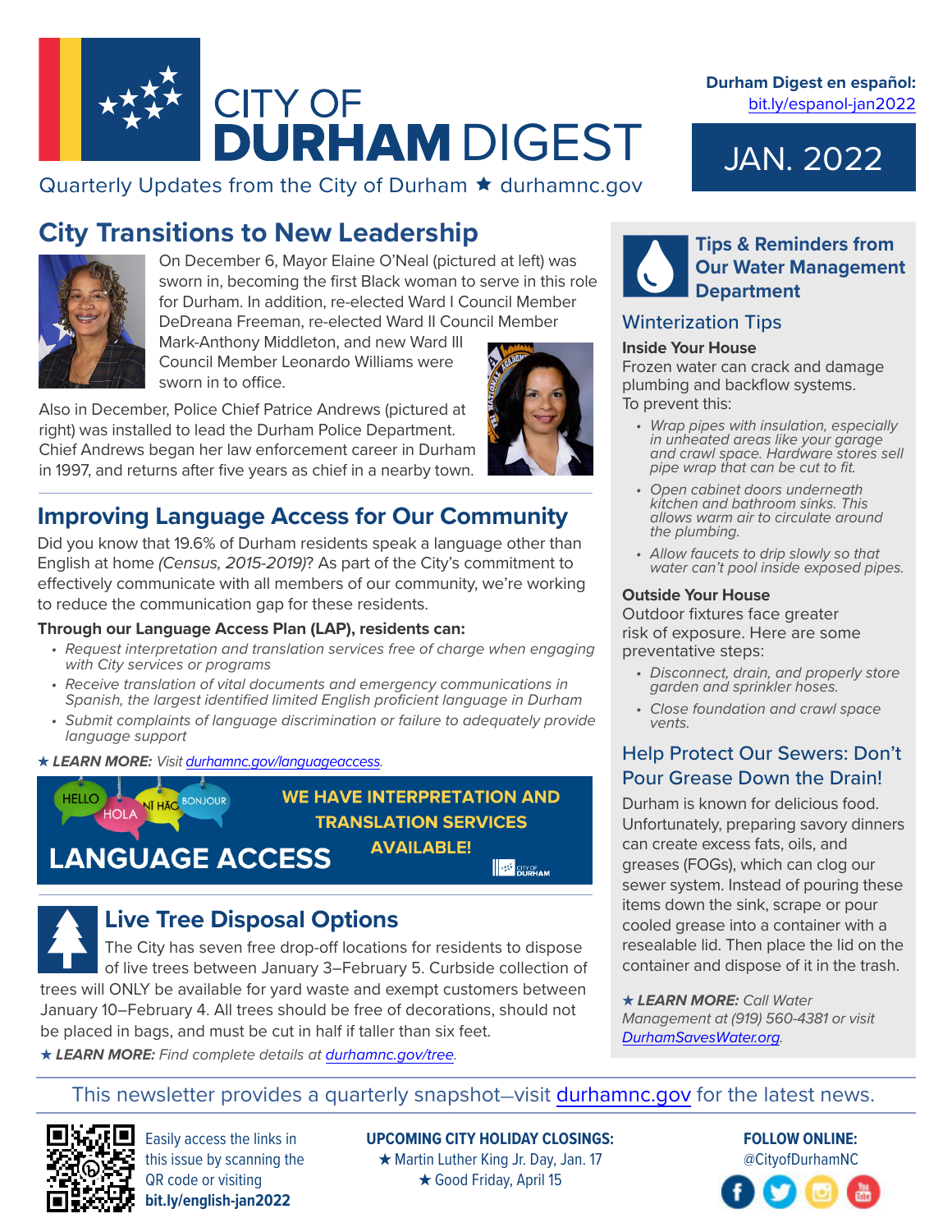# CITY OF DURHAM DIGEST

Quarterly Updates from the City of Durham ★ durhamnc.gov

**Durham Digest en español:** bit.ly/espanol-jan2022

JAN. 2022

## City Transitions to New Leadership

On December 6, Mayor Elaine O'Neal (pictured at left) was sworn in, becoming the first Black woman to serve in this role for Durham. In addition, re-elected Ward I Council Member DeDreana Freeman, re-elected Ward II Council Member Mark-Anthony Middleton, and new Ward III Council Member Leonardo Williams were sworn in to office.

Also in December, Police Chief Patrice Andrews (pictured at right) was installed to lead the Durham Police Department. Chief Andrews began her law enforcement career in Durham in 1997, and returns after five years as chief in a nearby town.

## Improving Language Access for Our Community

Did you know that 19.6% of Durham residents speak a language other than English at home *(Census, 2015-2019)*? As part of the City's commitment to effectively communicate with all members of our community, we're working to reduce the communication gap for these residents.

**Through our Language Access Plan (LAP), residents can:**

- *Request interpretation and translation services free of charge when engaging with City services or programs*
- *Receive translation of vital documents and emergency communications in Spanish, the largest identified limited English proficient language in Durham*
- *Submit complaints of language discrimination or failure to adequately provide language support*

★ ***LEARN MORE:*** *Visit durhamnc.gov/languageaccess.*

HELLO HOLA XIN CHÀO BONJOUR

**LANGUAGE ACCESS**

**WE HAVE INTERPRETATION AND TRANSLATION SERVICES AVAILABLE!**

## Live Tree Disposal Options

The City has seven free drop-off locations for residents to dispose of live trees between January 3–February 5. Curbside collection of trees will ONLY be available for yard waste and exempt customers between January 10–February 4. All trees should be free of decorations, should not be placed in bags, and must be cut in half if taller than six feet.

★ ***LEARN MORE:*** *Find complete details at durhamnc.gov/tree.*

## Tips & Reminders from Our Water Management Department

### Winterization Tips

**Inside Your House**

Frozen water can crack and damage plumbing and backflow systems. To prevent this:

- *Wrap pipes with insulation, especially in unheated areas like your garage and crawl space. Hardware stores sell pipe wrap that can be cut to fit.*
- *Open cabinet doors underneath kitchen and bathroom sinks. This allows warm air to circulate around the plumbing.*
- *Allow faucets to drip slowly so that water can't pool inside exposed pipes.*

**Outside Your House**

Outdoor fixtures face greater risk of exposure. Here are some preventative steps:

- *Disconnect, drain, and properly store garden and sprinkler hoses.*
- *Close foundation and crawl space vents.*

### Help Protect Our Sewers: Don't Pour Grease Down the Drain!

Durham is known for delicious food. Unfortunately, preparing savory dinners can create excess fats, oils, and greases (FOGs), which can clog our sewer system. Instead of pouring these items down the sink, scrape or pour cooled grease into a container with a resealable lid. Then place the lid on the container and dispose of it in the trash.

★ ***LEARN MORE:*** *Call Water Management at (919) 560-4381 or visit DurhamSavesWater.org.*

---

This newsletter provides a quarterly snapshot—visit durhamnc.gov for the latest news.

Easily access the links in this issue by scanning the QR code or visiting **bit.ly/english-jan2022**

**UPCOMING CITY HOLIDAY CLOSINGS:**
★ Martin Luther King Jr. Day, Jan. 17
★ Good Friday, April 15

**FOLLOW ONLINE:**
@CityofDurhamNC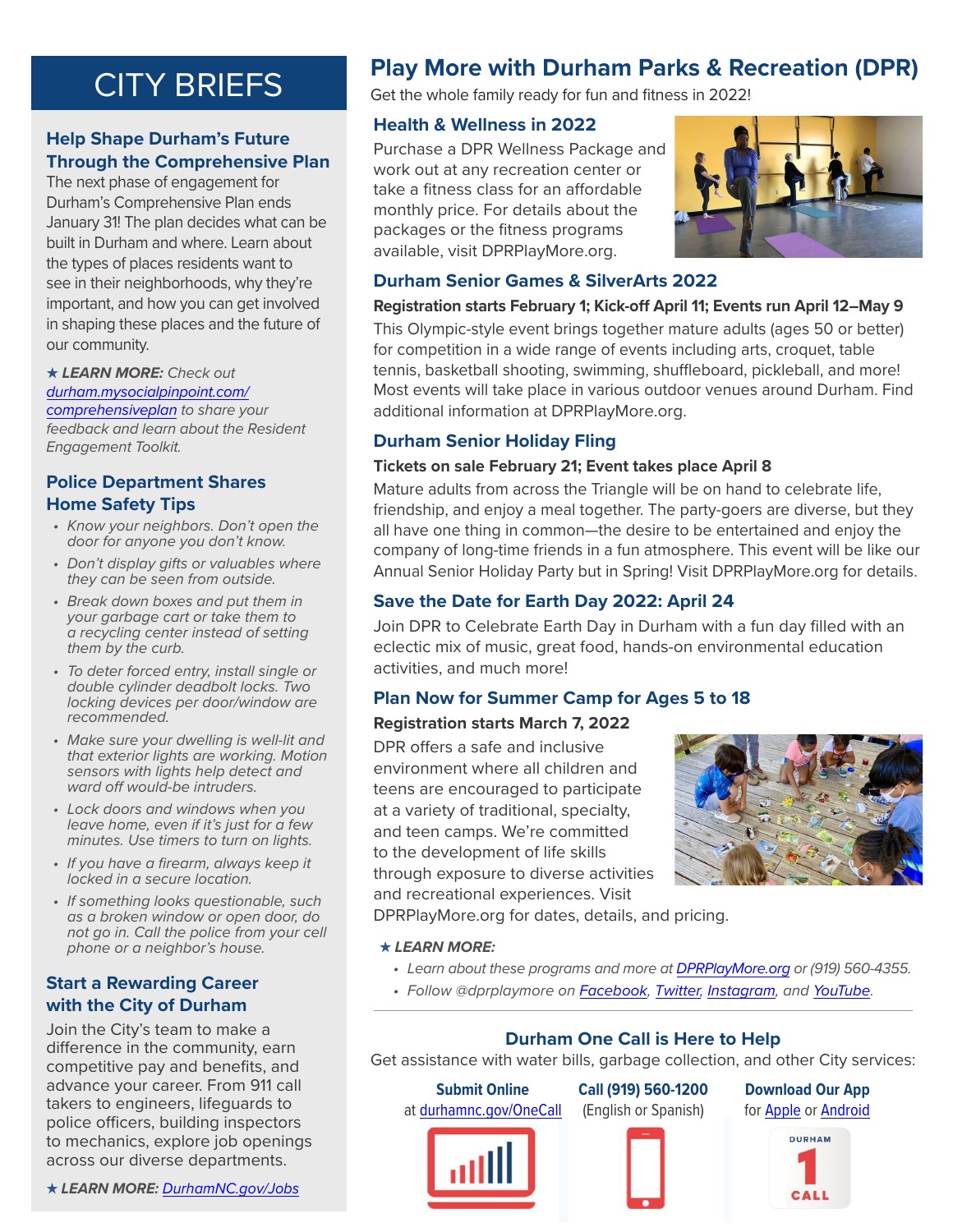# CITY BRIEFS

## Help Shape Durham's Future Through the Comprehensive Plan

The next phase of engagement for Durham's Comprehensive Plan ends January 31! The plan decides what can be built in Durham and where. Learn about the types of places residents want to see in their neighborhoods, why they're important, and how you can get involved in shaping these places and the future of our community.

★ ***LEARN MORE:*** *Check out durham.mysocialpinpoint.com/comprehensiveplan to share your feedback and learn about the Resident Engagement Toolkit.*

## Police Department Shares Home Safety Tips

- *Know your neighbors. Don't open the door for anyone you don't know.*
- *Don't display gifts or valuables where they can be seen from outside.*
- *Break down boxes and put them in your garbage cart or take them to a recycling center instead of setting them by the curb.*
- *To deter forced entry, install single or double cylinder deadbolt locks. Two locking devices per door/window are recommended.*
- *Make sure your dwelling is well-lit and that exterior lights are working. Motion sensors with lights help detect and ward off would-be intruders.*
- *Lock doors and windows when you leave home, even if it's just for a few minutes. Use timers to turn on lights.*
- *If you have a firearm, always keep it locked in a secure location.*
- *If something looks questionable, such as a broken window or open door, do not go in. Call the police from your cell phone or a neighbor's house.*

## Start a Rewarding Career with the City of Durham

Join the City's team to make a difference in the community, earn competitive pay and benefits, and advance your career. From 911 call takers to engineers, lifeguards to police officers, building inspectors to mechanics, explore job openings across our diverse departments.

★ ***LEARN MORE:*** *DurhamNC.gov/Jobs*

# Play More with Durham Parks & Recreation (DPR)

Get the whole family ready for fun and fitness in 2022!

## Health & Wellness in 2022

Purchase a DPR Wellness Package and work out at any recreation center or take a fitness class for an affordable monthly price. For details about the packages or the fitness programs available, visit DPRPlayMore.org.

## Durham Senior Games & SilverArts 2022

**Registration starts February 1; Kick-off April 11; Events run April 12–May 9**

This Olympic-style event brings together mature adults (ages 50 or better) for competition in a wide range of events including arts, croquet, table tennis, basketball shooting, swimming, shuffleboard, pickleball, and more! Most events will take place in various outdoor venues around Durham. Find additional information at DPRPlayMore.org.

## Durham Senior Holiday Fling

**Tickets on sale February 21; Event takes place April 8**

Mature adults from across the Triangle will be on hand to celebrate life, friendship, and enjoy a meal together. The party-goers are diverse, but they all have one thing in common—the desire to be entertained and enjoy the company of long-time friends in a fun atmosphere. This event will be like our Annual Senior Holiday Party but in Spring! Visit DPRPlayMore.org for details.

## Save the Date for Earth Day 2022: April 24

Join DPR to Celebrate Earth Day in Durham with a fun day filled with an eclectic mix of music, great food, hands-on environmental education activities, and much more!

## Plan Now for Summer Camp for Ages 5 to 18

**Registration starts March 7, 2022**

DPR offers a safe and inclusive environment where all children and teens are encouraged to participate at a variety of traditional, specialty, and teen camps. We're committed to the development of life skills through exposure to diverse activities and recreational experiences. Visit DPRPlayMore.org for dates, details, and pricing.

★ ***LEARN MORE:***

- *Learn about these programs and more at DPRPlayMore.org or (919) 560-4355.*
- *Follow @dprplaymore on Facebook, Twitter, Instagram, and YouTube.*

## Durham One Call is Here to Help

Get assistance with water bills, garbage collection, and other City services:

**Submit Online**
at durhamnc.gov/OneCall

**Call (919) 560-1200**
(English or Spanish)

**Download Our App**
for Apple or Android